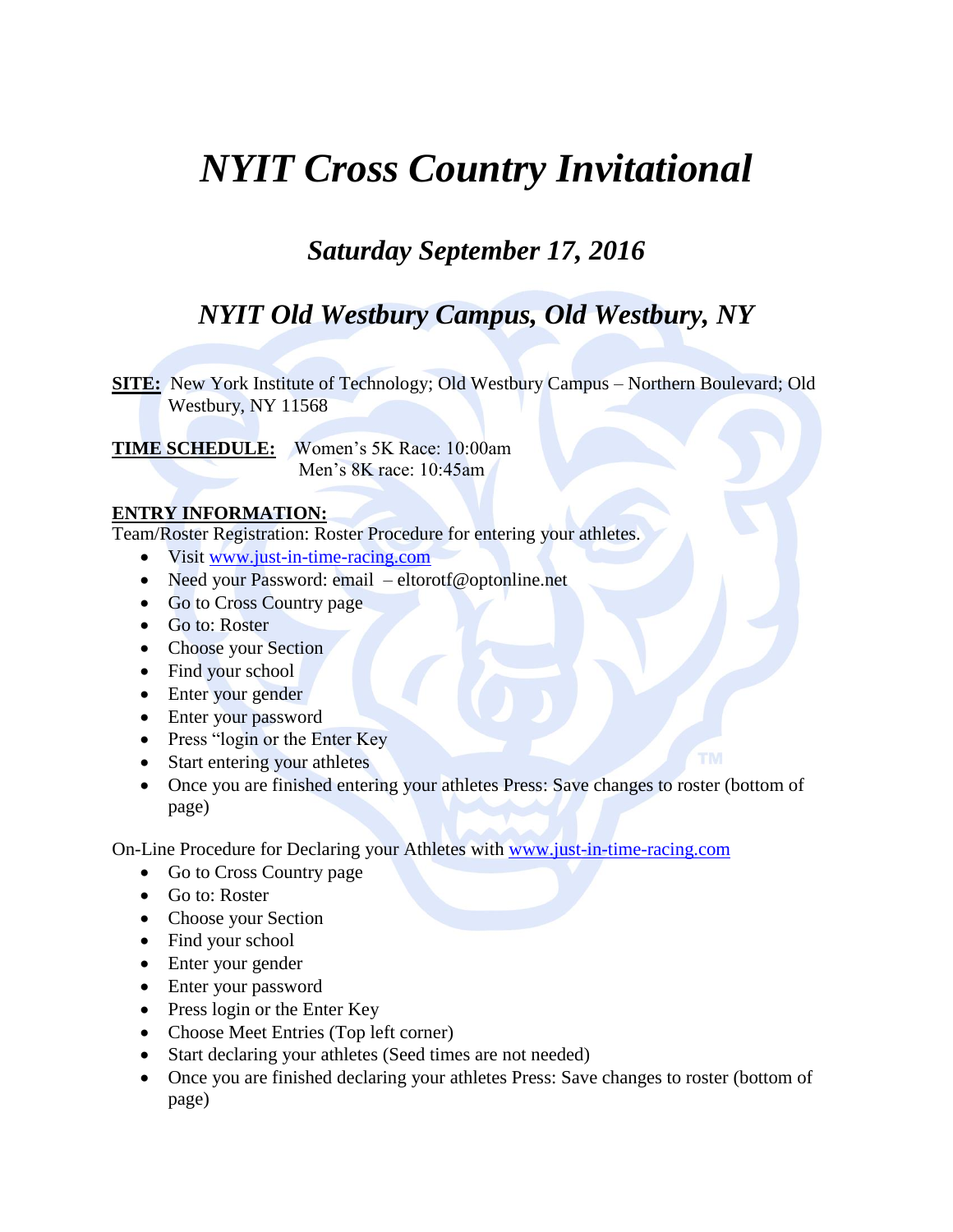# *NYIT Cross Country Invitational*

## *Saturday September 17, 2016*

## *NYIT Old Westbury Campus, Old Westbury, NY*

**SITE:** New York Institute of Technology; Old Westbury Campus – Northern Boulevard; Old Westbury, NY 11568

**TIME SCHEDULE:** Women's 5K Race: 10:00am
Men's 8K race: 10:45am

**ENTRY INFORMATION:**

Team/Roster Registration: Roster Procedure for entering your athletes.

- Visit www.just-in-time-racing.com
- Need your Password: email – eltorotf@optonline.net
- Go to Cross Country page
- Go to: Roster
- Choose your Section
- Find your school
- Enter your gender
- Enter your password
- Press "login or the Enter Key
- Start entering your athletes
- Once you are finished entering your athletes Press: Save changes to roster (bottom of page)

On-Line Procedure for Declaring your Athletes with www.just-in-time-racing.com

- Go to Cross Country page
- Go to: Roster
- Choose your Section
- Find your school
- Enter your gender
- Enter your password
- Press login or the Enter Key
- Choose Meet Entries (Top left corner)
- Start declaring your athletes (Seed times are not needed)
- Once you are finished declaring your athletes Press: Save changes to roster (bottom of page)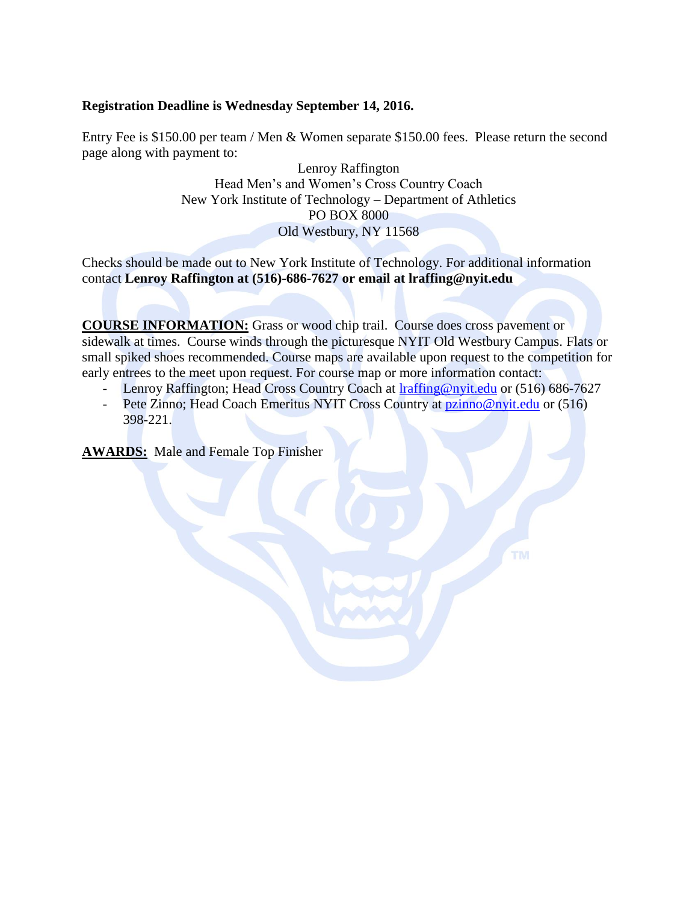**Registration Deadline is Wednesday September 14, 2016.**

Entry Fee is $150.00 per team / Men & Women separate $150.00 fees. Please return the second page along with payment to:

Lenroy Raffington
Head Men's and Women's Cross Country Coach
New York Institute of Technology – Department of Athletics
PO BOX 8000
Old Westbury, NY 11568

Checks should be made out to New York Institute of Technology. For additional information contact **Lenroy Raffington at (516)-686-7627 or email at lraffing@nyit.edu**

**COURSE INFORMATION:** Grass or wood chip trail. Course does cross pavement or sidewalk at times. Course winds through the picturesque NYIT Old Westbury Campus. Flats or small spiked shoes recommended. Course maps are available upon request to the competition for early entrees to the meet upon request. For course map or more information contact:

- Lenroy Raffington; Head Cross Country Coach at lraffing@nyit.edu or (516) 686-7627
- Pete Zinno; Head Coach Emeritus NYIT Cross Country at pzinno@nyit.edu or (516) 398-221.

**AWARDS:** Male and Female Top Finisher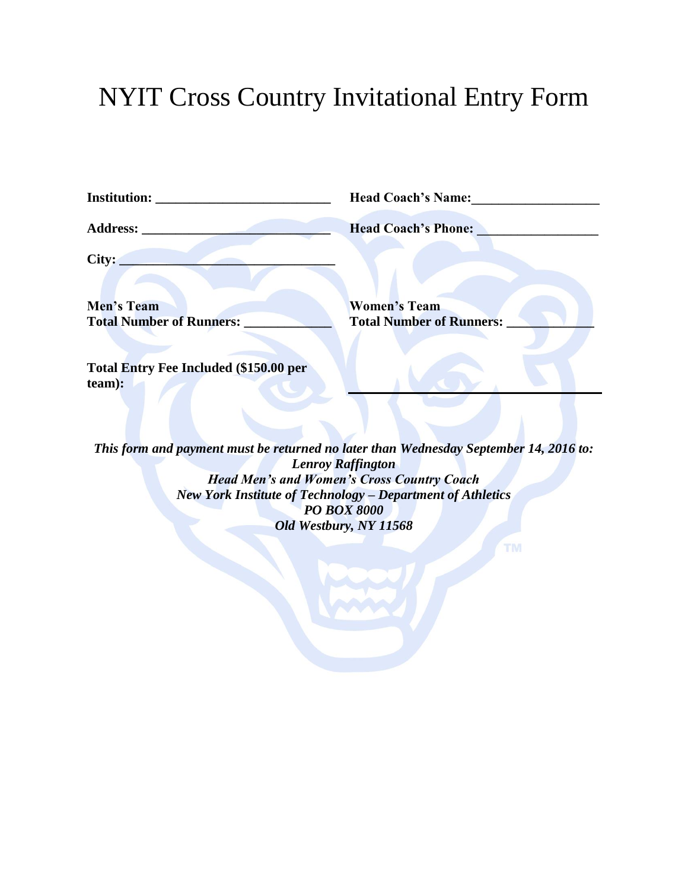# NYIT Cross Country Invitational Entry Form

**Institution: __________________________** **Head Coach's Name:___________________**

**Address: _____________________________** **Head Coach's Phone: __________________**

**City: _________________________________**

**Men's Team**
**Total Number of Runners: _____________**

**Women's Team**
**Total Number of Runners: _____________**

**Total Entry Fee Included ($150.00 per team):** ______________________________

***This form and payment must be returned no later than Wednesday September 14, 2016 to:***
***Lenroy Raffington***
***Head Men's and Women's Cross Country Coach***
***New York Institute of Technology – Department of Athletics***
***PO BOX 8000***
***Old Westbury, NY 11568***